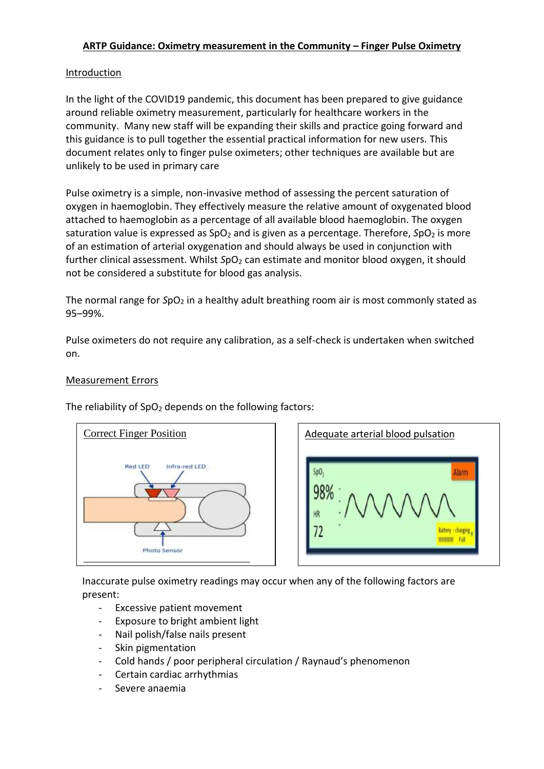# ARTP Guidance: Oximetry measurement in the Community – Finger Pulse Oximetry

## Introduction

In the light of the COVID19 pandemic, this document has been prepared to give guidance around reliable oximetry measurement, particularly for healthcare workers in the community. Many new staff will be expanding their skills and practice going forward and this guidance is to pull together the essential practical information for new users. This document relates only to finger pulse oximeters; other techniques are available but are unlikely to be used in primary care

Pulse oximetry is a simple, non-invasive method of assessing the percent saturation of oxygen in haemoglobin. They effectively measure the relative amount of oxygenated blood attached to haemoglobin as a percentage of all available blood haemoglobin. The oxygen saturation value is expressed as $SpO_2$ and is given as a percentage. Therefore, $SpO_2$ is more of an estimation of arterial oxygenation and should always be used in conjunction with further clinical assessment. Whilst $SpO_2$ can estimate and monitor blood oxygen, it should not be considered a substitute for blood gas analysis.

The normal range for $SpO_2$ in a healthy adult breathing room air is most commonly stated as 95–99%.

Pulse oximeters do not require any calibration, as a self-check is undertaken when switched on.

## Measurement Errors

The reliability of $SpO_2$ depends on the following factors:

Correct Finger Position

Adequate arterial blood pulsation

Inaccurate pulse oximetry readings may occur when any of the following factors are present:

- Excessive patient movement
- Exposure to bright ambient light
- Nail polish/false nails present
- Skin pigmentation
- Cold hands / poor peripheral circulation / Raynaud's phenomenon
- Certain cardiac arrhythmias
- Severe anaemia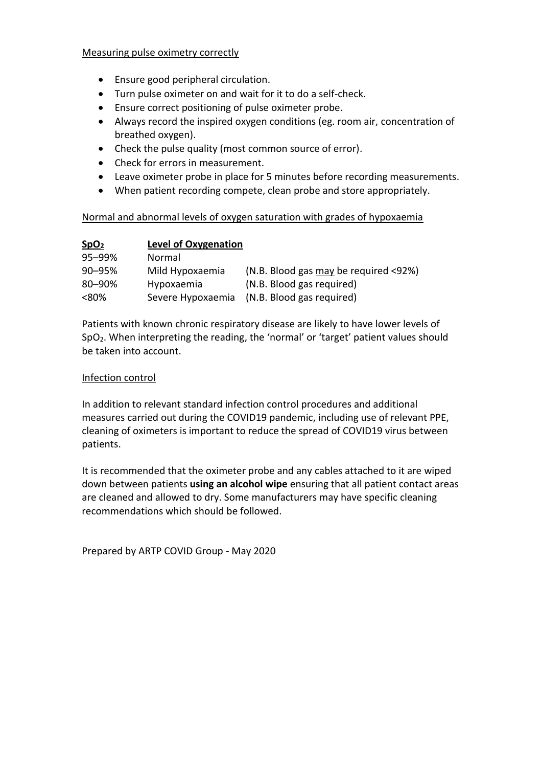Measuring pulse oximetry correctly

- Ensure good peripheral circulation.
- Turn pulse oximeter on and wait for it to do a self-check.
- Ensure correct positioning of pulse oximeter probe.
- Always record the inspired oxygen conditions (eg. room air, concentration of breathed oxygen).
- Check the pulse quality (most common source of error).
- Check for errors in measurement.
- Leave oximeter probe in place for 5 minutes before recording measurements.
- When patient recording compete, clean probe and store appropriately.

Normal and abnormal levels of oxygen saturation with grades of hypoxaemia

| $SpO_2$ | Level of Oxygenation | |
|---|---|---|
| 95–99% | Normal | |
| 90–95% | Mild Hypoxaemia | (N.B. Blood gas may be required <92%) |
| 80–90% | Hypoxaemia | (N.B. Blood gas required) |
| <80% | Severe Hypoxaemia | (N.B. Blood gas required) |

Patients with known chronic respiratory disease are likely to have lower levels of $SpO_2$. When interpreting the reading, the 'normal' or 'target' patient values should be taken into account.

Infection control

In addition to relevant standard infection control procedures and additional measures carried out during the COVID19 pandemic, including use of relevant PPE, cleaning of oximeters is important to reduce the spread of COVID19 virus between patients.

It is recommended that the oximeter probe and any cables attached to it are wiped down between patients **using an alcohol wipe** ensuring that all patient contact areas are cleaned and allowed to dry. Some manufacturers may have specific cleaning recommendations which should be followed.

Prepared by ARTP COVID Group - May 2020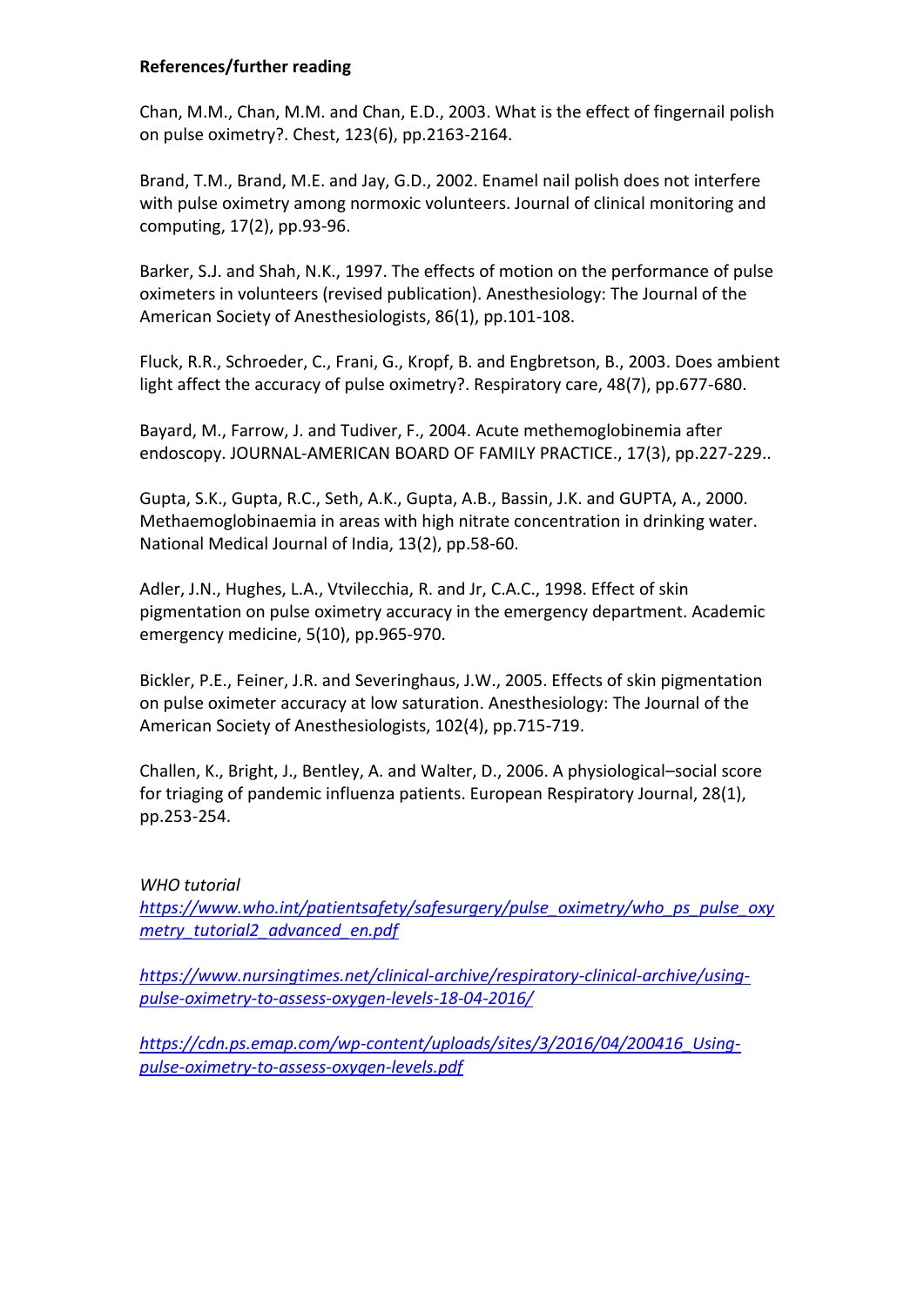**References/further reading**

Chan, M.M., Chan, M.M. and Chan, E.D., 2003. What is the effect of fingernail polish on pulse oximetry?. Chest, 123(6), pp.2163-2164.

Brand, T.M., Brand, M.E. and Jay, G.D., 2002. Enamel nail polish does not interfere with pulse oximetry among normoxic volunteers. Journal of clinical monitoring and computing, 17(2), pp.93-96.

Barker, S.J. and Shah, N.K., 1997. The effects of motion on the performance of pulse oximeters in volunteers (revised publication). Anesthesiology: The Journal of the American Society of Anesthesiologists, 86(1), pp.101-108.

Fluck, R.R., Schroeder, C., Frani, G., Kropf, B. and Engbretson, B., 2003. Does ambient light affect the accuracy of pulse oximetry?. Respiratory care, 48(7), pp.677-680.

Bayard, M., Farrow, J. and Tudiver, F., 2004. Acute methemoglobinemia after endoscopy. JOURNAL-AMERICAN BOARD OF FAMILY PRACTICE., 17(3), pp.227-229..

Gupta, S.K., Gupta, R.C., Seth, A.K., Gupta, A.B., Bassin, J.K. and GUPTA, A., 2000. Methaemoglobinaemia in areas with high nitrate concentration in drinking water. National Medical Journal of India, 13(2), pp.58-60.

Adler, J.N., Hughes, L.A., Vtvilecchia, R. and Jr, C.A.C., 1998. Effect of skin pigmentation on pulse oximetry accuracy in the emergency department. Academic emergency medicine, 5(10), pp.965-970.

Bickler, P.E., Feiner, J.R. and Severinghaus, J.W., 2005. Effects of skin pigmentation on pulse oximeter accuracy at low saturation. Anesthesiology: The Journal of the American Society of Anesthesiologists, 102(4), pp.715-719.

Challen, K., Bright, J., Bentley, A. and Walter, D., 2006. A physiological–social score for triaging of pandemic influenza patients. European Respiratory Journal, 28(1), pp.253-254.

*WHO tutorial*
*https://www.who.int/patientsafety/safesurgery/pulse_oximetry/who_ps_pulse_oxymetry_tutorial2_advanced_en.pdf*

*https://www.nursingtimes.net/clinical-archive/respiratory-clinical-archive/using-pulse-oximetry-to-assess-oxygen-levels-18-04-2016/*

*https://cdn.ps.emap.com/wp-content/uploads/sites/3/2016/04/200416_Using-pulse-oximetry-to-assess-oxygen-levels.pdf*